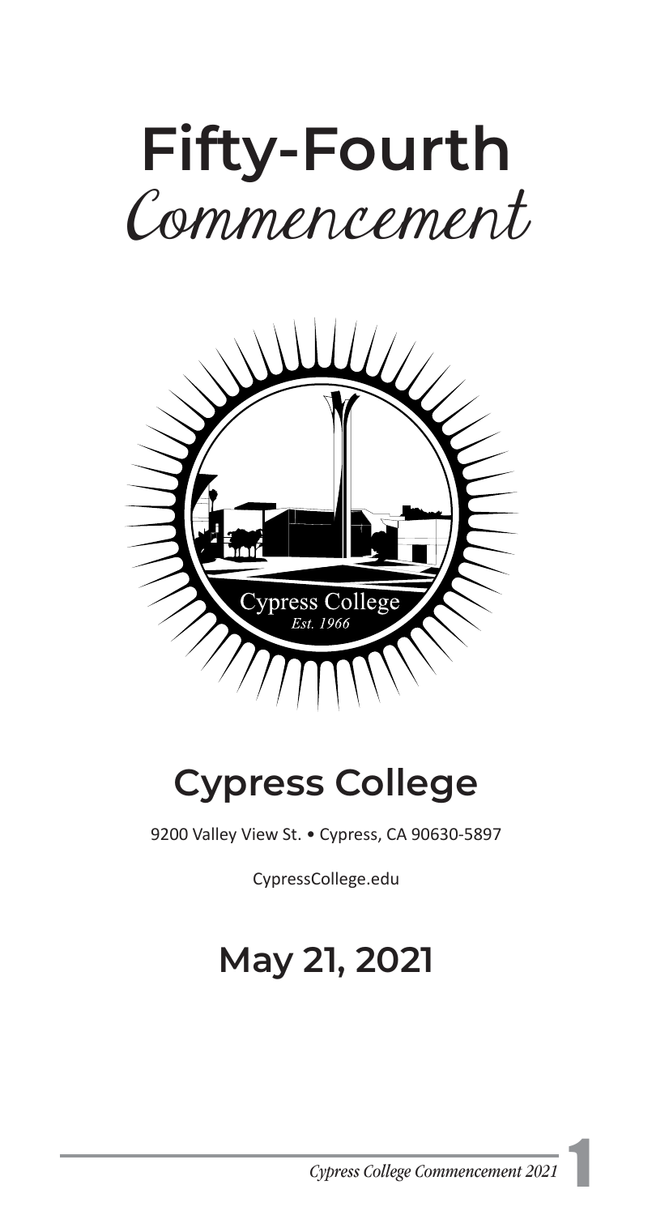# Fifty-Fourth Commencement

## Cypress College

9200 Valley View St. • Cypress, CA 90630-5897

CypressCollege.edu

## May 21, 2021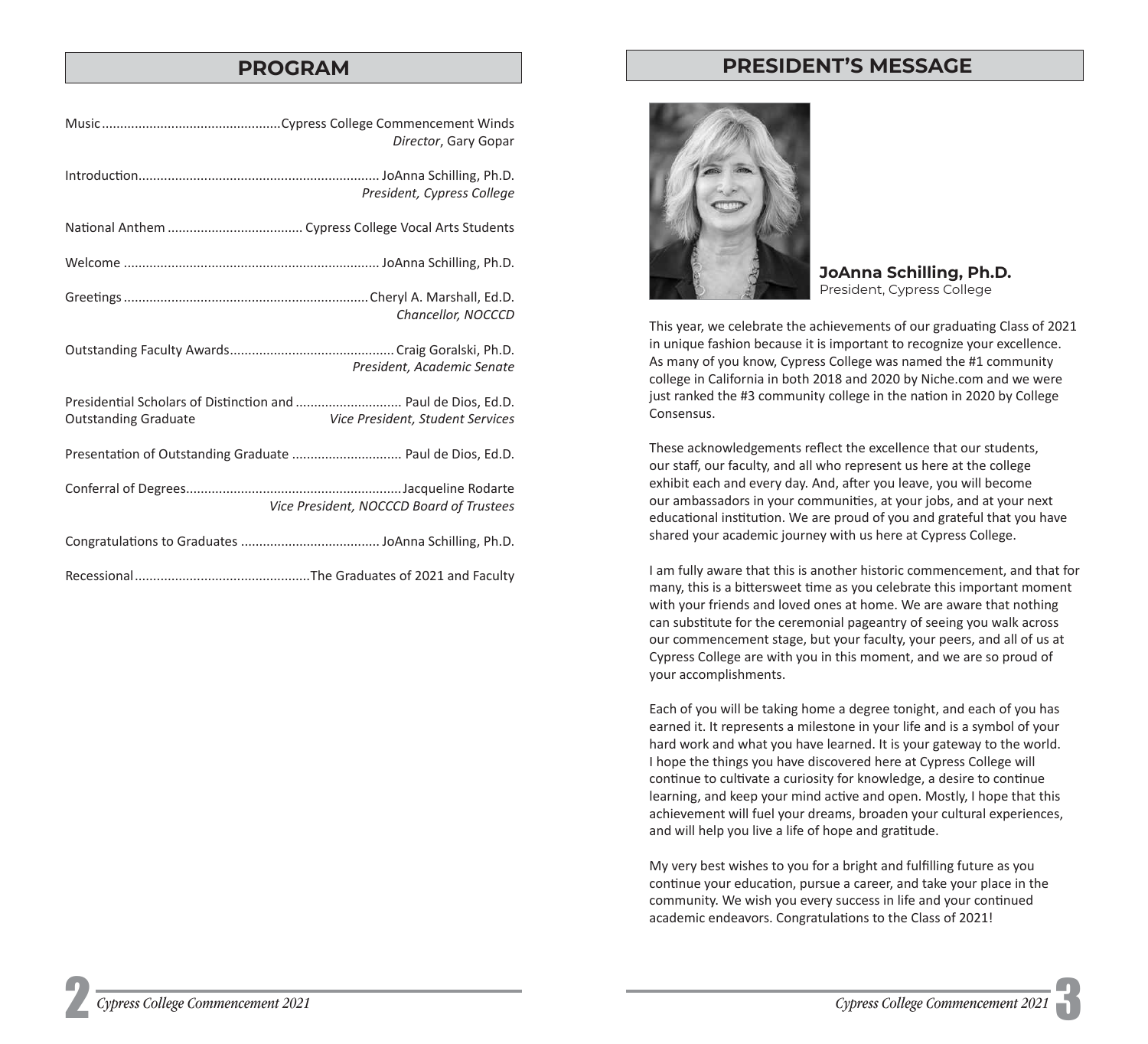## PROGRAM

| | |
|---|---|
| Music | Cypress College Commencement Winds<br>*Director*, Gary Gopar |
| Introduction | JoAnna Schilling, Ph.D.<br>*President, Cypress College* |
| National Anthem | Cypress College Vocal Arts Students |
| Welcome | JoAnna Schilling, Ph.D. |
| Greetings | Cheryl A. Marshall, Ed.D.<br>*Chancellor, NOCCCD* |
| Outstanding Faculty Awards | Craig Goralski, Ph.D.<br>*President, Academic Senate* |
| Presidential Scholars of Distinction and Outstanding Graduate | Paul de Dios, Ed.D.<br>*Vice President, Student Services* |
| Presentation of Outstanding Graduate | Paul de Dios, Ed.D. |
| Conferral of Degrees | Jacqueline Rodarte<br>*Vice President, NOCCCD Board of Trustees* |
| Congratulations to Graduates | JoAnna Schilling, Ph.D. |
| Recessional | The Graduates of 2021 and Faculty |

## PRESIDENT'S MESSAGE

**JoAnna Schilling, Ph.D.**
President, Cypress College

This year, we celebrate the achievements of our graduating Class of 2021 in unique fashion because it is important to recognize your excellence. As many of you know, Cypress College was named the #1 community college in California in both 2018 and 2020 by Niche.com and we were just ranked the #3 community college in the nation in 2020 by College Consensus.

These acknowledgements reflect the excellence that our students, our staff, our faculty, and all who represent us here at the college exhibit each and every day. And, after you leave, you will become our ambassadors in your communities, at your jobs, and at your next educational institution. We are proud of you and grateful that you have shared your academic journey with us here at Cypress College.

I am fully aware that this is another historic commencement, and that for many, this is a bittersweet time as you celebrate this important moment with your friends and loved ones at home. We are aware that nothing can substitute for the ceremonial pageantry of seeing you walk across our commencement stage, but your faculty, your peers, and all of us at Cypress College are with you in this moment, and we are so proud of your accomplishments.

Each of you will be taking home a degree tonight, and each of you has earned it. It represents a milestone in your life and is a symbol of your hard work and what you have learned. It is your gateway to the world. I hope the things you have discovered here at Cypress College will continue to cultivate a curiosity for knowledge, a desire to continue learning, and keep your mind active and open. Mostly, I hope that this achievement will fuel your dreams, broaden your cultural experiences, and will help you live a life of hope and gratitude.

My very best wishes to you for a bright and fulfilling future as you continue your education, pursue a career, and take your place in the community. We wish you every success in life and your continued academic endeavors. Congratulations to the Class of 2021!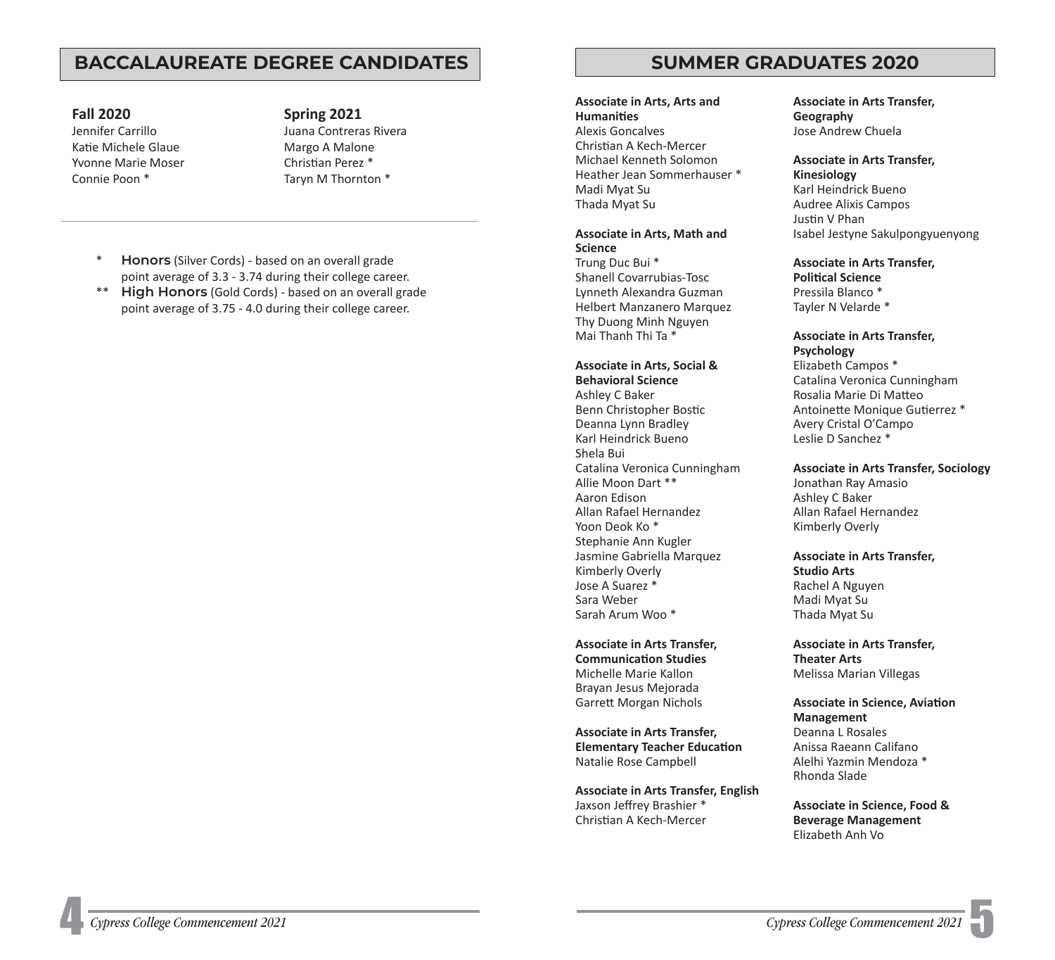## BACCALAUREATE DEGREE CANDIDATES

**Fall 2020**

Jennifer Carrillo
Katie Michele Glaue
Yvonne Marie Moser
Connie Poon *

**Spring 2021**

Juana Contreras Rivera
Margo A Malone
Christian Perez *
Taryn M Thornton *

---

\* **Honors** (Silver Cords) - based on an overall grade point average of 3.3 - 3.74 during their college career.

\** **High Honors** (Gold Cords) - based on an overall grade point average of 3.75 - 4.0 during their college career.

## SUMMER GRADUATES 2020

**Associate in Arts, Arts and Humanities**
Alexis Goncalves
Christian A Kech-Mercer
Michael Kenneth Solomon
Heather Jean Sommerhauser *
Madi Myat Su
Thada Myat Su

**Associate in Arts, Math and Science**
Trung Duc Bui *
Shanell Covarrubias-Tosc
Lynneth Alexandra Guzman
Helbert Manzanero Marquez
Thy Duong Minh Nguyen
Mai Thanh Thi Ta *

**Associate in Arts, Social & Behavioral Science**
Ashley C Baker
Benn Christopher Bostic
Deanna Lynn Bradley
Karl Heindrick Bueno
Shela Bui
Catalina Veronica Cunningham
Allie Moon Dart **
Aaron Edison
Allan Rafael Hernandez
Yoon Deok Ko *
Stephanie Ann Kugler
Jasmine Gabriella Marquez
Kimberly Overly
Jose A Suarez *
Sara Weber
Sarah Arum Woo *

**Associate in Arts Transfer, Communication Studies**
Michelle Marie Kallon
Brayan Jesus Mejorada
Garrett Morgan Nichols

**Associate in Arts Transfer, Elementary Teacher Education**
Natalie Rose Campbell

**Associate in Arts Transfer, English**
Jaxson Jeffrey Brashier *
Christian A Kech-Mercer

**Associate in Arts Transfer, Geography**
Jose Andrew Chuela

**Associate in Arts Transfer, Kinesiology**
Karl Heindrick Bueno
Audree Alixis Campos
Justin V Phan
Isabel Jestyne Sakulpongyuenyong

**Associate in Arts Transfer, Political Science**
Pressila Blanco *
Tayler N Velarde *

**Associate in Arts Transfer, Psychology**
Elizabeth Campos *
Catalina Veronica Cunningham
Rosalia Marie Di Matteo
Antoinette Monique Gutierrez *
Avery Cristal O'Campo
Leslie D Sanchez *

**Associate in Arts Transfer, Sociology**
Jonathan Ray Amasio
Ashley C Baker
Allan Rafael Hernandez
Kimberly Overly

**Associate in Arts Transfer, Studio Arts**
Rachel A Nguyen
Madi Myat Su
Thada Myat Su

**Associate in Arts Transfer, Theater Arts**
Melissa Marian Villegas

**Associate in Science, Aviation Management**
Deanna L Rosales
Anissa Raeann Califano
Alelhi Yazmin Mendoza *
Rhonda Slade

**Associate in Science, Food & Beverage Management**
Elizabeth Anh Vo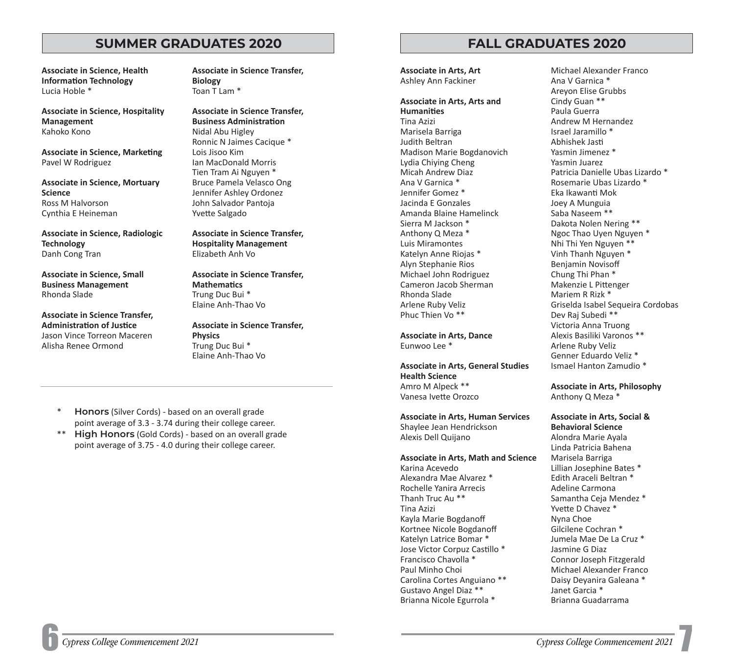## SUMMER GRADUATES 2020

**Associate in Science, Health Information Technology**
Lucia Hoble *

**Associate in Science, Hospitality Management**
Kahoko Kono

**Associate in Science, Marketing**
Pavel W Rodriguez

**Associate in Science, Mortuary Science**
Ross M Halvorson
Cynthia E Heineman

**Associate in Science, Radiologic Technology**
Danh Cong Tran

**Associate in Science, Small Business Management**
Rhonda Slade

**Associate in Science Transfer, Administration of Justice**
Jason Vince Torreon Maceren
Alisha Renee Ormond

**Associate in Science Transfer, Biology**
Toan T Lam *

**Associate in Science Transfer, Business Administration**
Nidal Abu Higley
Ronnic N Jaimes Cacique *
Lois Jisoo Kim
Ian MacDonald Morris
Tien Tram Ai Nguyen *
Bruce Pamela Velasco Ong
Jennifer Ashley Ordonez
John Salvador Pantoja
Yvette Salgado

**Associate in Science Transfer, Hospitality Management**
Elizabeth Anh Vo

**Associate in Science Transfer, Mathematics**
Trung Duc Bui *
Elaine Anh-Thao Vo

**Associate in Science Transfer, Physics**
Trung Duc Bui *
Elaine Anh-Thao Vo

---

\* **Honors** (Silver Cords) - based on an overall grade point average of 3.3 - 3.74 during their college career.

\*\* **High Honors** (Gold Cords) - based on an overall grade point average of 3.75 - 4.0 during their college career.

## FALL GRADUATES 2020

**Associate in Arts, Art**
Ashley Ann Fackiner

**Associate in Arts, Arts and Humanities**
Tina Azizi
Marisela Barriga
Judith Beltran
Madison Marie Bogdanovich
Lydia Chiying Cheng
Micah Andrew Diaz
Ana V Garnica *
Jennifer Gomez *
Jacinda E Gonzales
Amanda Blaine Hamelinck
Sierra M Jackson *
Anthony Q Meza *
Luis Miramontes
Katelyn Anne Riojas *
Alyn Stephanie Rios
Michael John Rodriguez
Cameron Jacob Sherman
Rhonda Slade
Arlene Ruby Veliz
Phuc Thien Vo **

**Associate in Arts, Dance**
Eunwoo Lee *

**Associate in Arts, General Studies Health Science**
Amro M Alpeck **
Vanesa Ivette Orozco

**Associate in Arts, Human Services**
Shaylee Jean Hendrickson
Alexis Dell Quijano

**Associate in Arts, Math and Science**
Karina Acevedo
Alexandra Mae Alvarez *
Rochelle Yanira Arrecis
Thanh Truc Au **
Tina Azizi
Kayla Marie Bogdanoff
Kortnee Nicole Bogdanoff
Katelyn Latrice Bomar *
Jose Victor Corpuz Castillo *
Francisco Chavolla *
Paul Minho Choi
Carolina Cortes Anguiano **
Gustavo Angel Diaz **
Brianna Nicole Egurrola *
Michael Alexander Franco
Ana V Garnica *
Areyon Elise Grubbs
Cindy Guan **
Paula Guerra
Andrew M Hernandez
Israel Jaramillo *
Abhishek Jasti
Yasmin Jimenez *
Yasmin Juarez
Patricia Danielle Ubas Lizardo *
Rosemarie Ubas Lizardo *
Eka Ikawanti Mok
Joey A Munguia
Saba Naseem **
Dakota Nolen Nering **
Ngoc Thao Uyen Nguyen *
Nhi Thi Yen Nguyen **
Vinh Thanh Nguyen *
Benjamin Novisoff
Chung Thi Phan *
Makenzie L Pittenger
Mariem R Rizk *
Griselda Isabel Sequeira Cordobas
Dev Raj Subedi **
Victoria Anna Truong
Alexis Basiliki Varonos **
Arlene Ruby Veliz
Genner Eduardo Veliz *
Ismael Hanton Zamudio *

**Associate in Arts, Philosophy**
Anthony Q Meza *

**Associate in Arts, Social & Behavioral Science**
Alondra Marie Ayala
Linda Patricia Bahena
Marisela Barriga
Lillian Josephine Bates *
Edith Araceli Beltran *
Adeline Carmona
Samantha Ceja Mendez *
Yvette D Chavez *
Nyna Choe
Gilcilene Cochran *
Jumela Mae De La Cruz *
Jasmine G Diaz
Connor Joseph Fitzgerald
Michael Alexander Franco
Daisy Deyanira Galeana *
Janet Garcia *
Brianna Guadarrama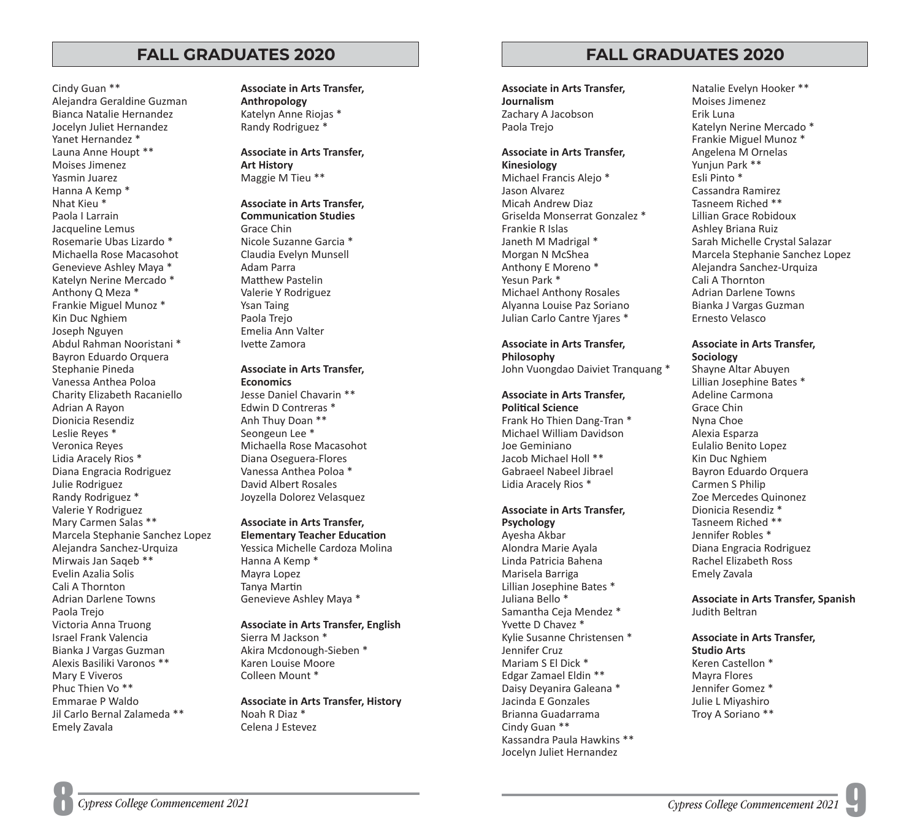## FALL GRADUATES 2020

Cindy Guan **
Alejandra Geraldine Guzman
Bianca Natalie Hernandez
Jocelyn Juliet Hernandez
Yanet Hernandez *
Launa Anne Houpt **
Moises Jimenez
Yasmin Juarez
Hanna A Kemp *
Nhat Kieu *
Paola I Larrain
Jacqueline Lemus
Rosemarie Ubas Lizardo *
Michaella Rose Macasohot
Genevieve Ashley Maya *
Katelyn Nerine Mercado *
Anthony Q Meza *
Frankie Miguel Munoz *
Kin Duc Nghiem
Joseph Nguyen
Abdul Rahman Nooristani *
Bayron Eduardo Orquera
Stephanie Pineda
Vanessa Anthea Poloa
Charity Elizabeth Racaniello
Adrian A Rayon
Dionicia Resendiz
Leslie Reyes *
Veronica Reyes
Lidia Aracely Rios *
Diana Engracia Rodriguez
Julie Rodriguez
Randy Rodriguez *
Valerie Y Rodriguez
Mary Carmen Salas **
Marcela Stephanie Sanchez Lopez
Alejandra Sanchez-Urquiza
Mirwais Jan Saqeb **
Evelin Azalia Solis
Cali A Thornton
Adrian Darlene Towns
Paola Trejo
Victoria Anna Truong
Israel Frank Valencia
Bianka J Vargas Guzman
Alexis Basiliki Varonos **
Mary E Viveros
Phuc Thien Vo **
Emmarae P Waldo
Jil Carlo Bernal Zalameda **
Emely Zavala

**Associate in Arts Transfer, Anthropology**
Katelyn Anne Riojas *
Randy Rodriguez *

**Associate in Arts Transfer, Art History**
Maggie M Tieu **

**Associate in Arts Transfer, Communication Studies**
Grace Chin
Nicole Suzanne Garcia *
Claudia Evelyn Munsell
Adam Parra
Matthew Pastelin
Valerie Y Rodriguez
Ysan Taing
Paola Trejo
Emelia Ann Valter
Ivette Zamora

**Associate in Arts Transfer, Economics**
Jesse Daniel Chavarin **
Edwin D Contreras *
Anh Thuy Doan **
Seongeun Lee *
Michaella Rose Macasohot
Diana Oseguera-Flores
Vanessa Anthea Poloa *
David Albert Rosales
Joyzella Dolorez Velasquez

**Associate in Arts Transfer, Elementary Teacher Education**
Yessica Michelle Cardoza Molina
Hanna A Kemp *
Mayra Lopez
Tanya Martin
Genevieve Ashley Maya *

**Associate in Arts Transfer, English**
Sierra M Jackson *
Akira Mcdonough-Sieben *
Karen Louise Moore
Colleen Mount *

**Associate in Arts Transfer, History**
Noah R Diaz *
Celena J Estevez

## FALL GRADUATES 2020

**Associate in Arts Transfer, Journalism**
Zachary A Jacobson
Paola Trejo

**Associate in Arts Transfer, Kinesiology**
Michael Francis Alejo *
Jason Alvarez
Micah Andrew Diaz
Griselda Monserrat Gonzalez *
Frankie R Islas
Janeth M Madrigal *
Morgan N McShea
Anthony E Moreno *
Yesun Park *
Michael Anthony Rosales
Alyanna Louise Paz Soriano
Julian Carlo Cantre Yjares *

**Associate in Arts Transfer, Philosophy**
John Vuongdao Daiviet Tranquang *

**Associate in Arts Transfer, Political Science**
Frank Ho Thien Dang-Tran *
Michael William Davidson
Joe Geminiano
Jacob Michael Holl **
Gabraeel Nabeel Jibrael
Lidia Aracely Rios *

**Associate in Arts Transfer, Psychology**
Ayesha Akbar
Alondra Marie Ayala
Linda Patricia Bahena
Marisela Barriga
Lillian Josephine Bates *
Juliana Bello *
Samantha Ceja Mendez *
Yvette D Chavez *
Kylie Susanne Christensen *
Jennifer Cruz
Mariam S El Dick *
Edgar Zamael Eldin **
Daisy Deyanira Galeana *
Jacinda E Gonzales
Brianna Guadarrama
Cindy Guan **
Kassandra Paula Hawkins **
Jocelyn Juliet Hernandez
Natalie Evelyn Hooker **
Moises Jimenez
Erik Luna
Katelyn Nerine Mercado *
Frankie Miguel Munoz *
Angelena M Ornelas
Yunjun Park **
Esli Pinto *
Cassandra Ramirez
Tasneem Riched **
Lillian Grace Robidoux
Ashley Briana Ruiz
Sarah Michelle Crystal Salazar
Marcela Stephanie Sanchez Lopez
Alejandra Sanchez-Urquiza
Cali A Thornton
Adrian Darlene Towns
Bianka J Vargas Guzman
Ernesto Velasco

**Associate in Arts Transfer, Sociology**
Shayne Altar Abuyen
Lillian Josephine Bates *
Adeline Carmona
Grace Chin
Nyna Choe
Alexia Esparza
Eulalio Benito Lopez
Kin Duc Nghiem
Bayron Eduardo Orquera
Carmen S Philip
Zoe Mercedes Quinonez
Dionicia Resendiz *
Tasneem Riched **
Jennifer Robles *
Diana Engracia Rodriguez
Rachel Elizabeth Ross
Emely Zavala

**Associate in Arts Transfer, Spanish**
Judith Beltran

**Associate in Arts Transfer, Studio Arts**
Keren Castellon *
Mayra Flores
Jennifer Gomez *
Julie L Miyashiro
Troy A Soriano **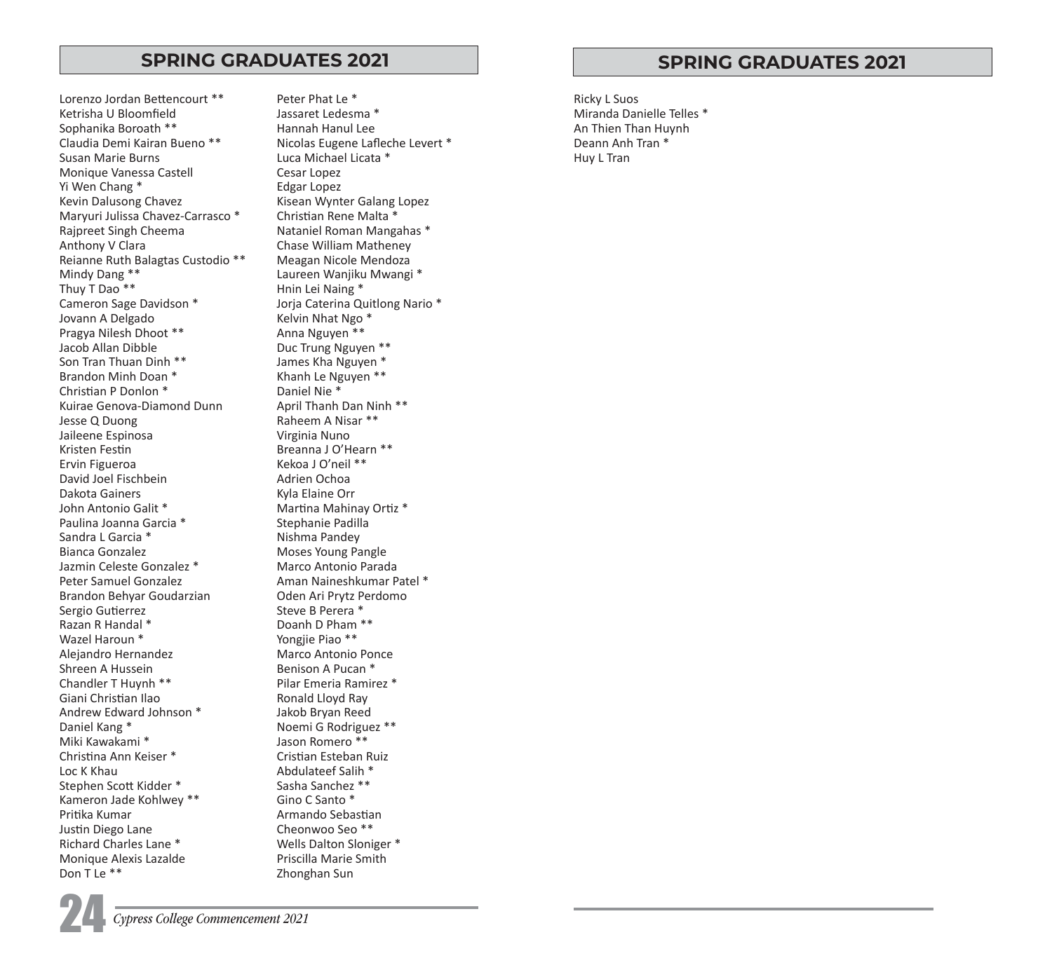## SPRING GRADUATES 2021

Lorenzo Jordan Bettencourt **
Ketrisha U Bloomfield
Sophanika Boroath **
Claudia Demi Kairan Bueno **
Susan Marie Burns
Monique Vanessa Castell
Yi Wen Chang *
Kevin Dalusong Chavez
Maryuri Julissa Chavez-Carrasco *
Rajpreet Singh Cheema
Anthony V Clara
Reianne Ruth Balagtas Custodio **
Mindy Dang **
Thuy T Dao **
Cameron Sage Davidson *
Jovann A Delgado
Pragya Nilesh Dhoot **
Jacob Allan Dibble
Son Tran Thuan Dinh **
Brandon Minh Doan *
Christian P Donlon *
Kuirae Genova-Diamond Dunn
Jesse Q Duong
Jaileene Espinosa
Kristen Festin
Ervin Figueroa
David Joel Fischbein
Dakota Gainers
John Antonio Galit *
Paulina Joanna Garcia *
Sandra L Garcia *
Bianca Gonzalez
Jazmin Celeste Gonzalez *
Peter Samuel Gonzalez
Brandon Behyar Goudarzian
Sergio Gutierrez
Razan R Handal *
Wazel Haroun *
Alejandro Hernandez
Shreen A Hussein
Chandler T Huynh **
Giani Christian Ilao
Andrew Edward Johnson *
Daniel Kang *
Miki Kawakami *
Christina Ann Keiser *
Loc K Khau
Stephen Scott Kidder *
Kameron Jade Kohlwey **
Pritika Kumar
Justin Diego Lane
Richard Charles Lane *
Monique Alexis Lazalde
Don T Le **
Peter Phat Le *
Jassaret Ledesma *
Hannah Hanul Lee
Nicolas Eugene Lafleche Levert *
Luca Michael Licata *
Cesar Lopez
Edgar Lopez
Kisean Wynter Galang Lopez
Christian Rene Malta *
Nataniel Roman Mangahas *
Chase William Matheney
Meagan Nicole Mendoza
Laureen Wanjiku Mwangi *
Hnin Lei Naing *
Jorja Caterina Quitlong Nario *
Kelvin Nhat Ngo *
Anna Nguyen **
Duc Trung Nguyen **
James Kha Nguyen *
Khanh Le Nguyen **
Daniel Nie *
April Thanh Dan Ninh **
Raheem A Nisar **
Virginia Nuno
Breanna J O'Hearn **
Kekoa J O'neil **
Adrien Ochoa
Kyla Elaine Orr
Martina Mahinay Ortiz *
Stephanie Padilla
Nishma Pandey
Moses Young Pangle
Marco Antonio Parada
Aman Naineshkumar Patel *
Oden Ari Prytz Perdomo
Steve B Perera *
Doanh D Pham **
Yongjie Piao **
Marco Antonio Ponce
Benison A Pucan *
Pilar Emeria Ramirez *
Ronald Lloyd Ray
Jakob Bryan Reed
Noemi G Rodriguez **
Jason Romero **
Cristian Esteban Ruiz
Abdulateef Salih *
Sasha Sanchez **
Gino C Santo *
Armando Sebastian
Cheonwoo Seo **
Wells Dalton Sloniger *
Priscilla Marie Smith
Zhonghan Sun

## SPRING GRADUATES 2021

Ricky L Suos
Miranda Danielle Telles *
An Thien Than Huynh
Deann Anh Tran *
Huy L Tran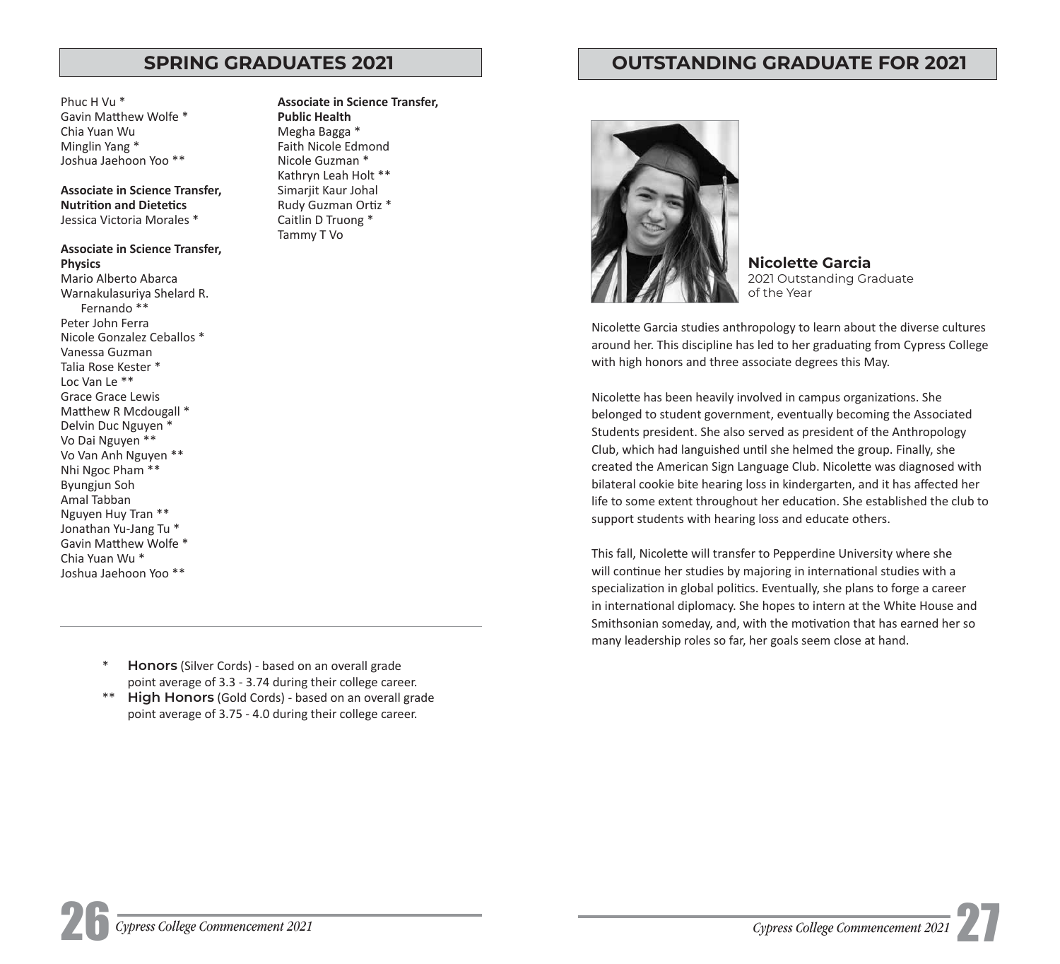## SPRING GRADUATES 2021

Phuc H Vu *
Gavin Matthew Wolfe *
Chia Yuan Wu
Minglin Yang *
Joshua Jaehoon Yoo **

**Associate in Science Transfer, Nutrition and Dietetics**
Jessica Victoria Morales *

**Associate in Science Transfer, Physics**
Mario Alberto Abarca
Warnakulasuriya Shelard R. Fernando **
Peter John Ferra
Nicole Gonzalez Ceballos *
Vanessa Guzman
Talia Rose Kester *
Loc Van Le **
Grace Grace Lewis
Matthew R Mcdougall *
Delvin Duc Nguyen *
Vo Dai Nguyen **
Vo Van Anh Nguyen **
Nhi Ngoc Pham **
Byungjun Soh
Amal Tabban
Nguyen Huy Tran **
Jonathan Yu-Jang Tu *
Gavin Matthew Wolfe *
Chia Yuan Wu *
Joshua Jaehoon Yoo **

**Associate in Science Transfer, Public Health**
Megha Bagga *
Faith Nicole Edmond
Nicole Guzman *
Kathryn Leah Holt **
Simarjit Kaur Johal
Rudy Guzman Ortiz *
Caitlin D Truong *
Tammy T Vo

\* **Honors** (Silver Cords) - based on an overall grade point average of 3.3 - 3.74 during their college career.
\** **High Honors** (Gold Cords) - based on an overall grade point average of 3.75 - 4.0 during their college career.

## OUTSTANDING GRADUATE FOR 2021

**Nicolette Garcia**
2021 Outstanding Graduate of the Year

Nicolette Garcia studies anthropology to learn about the diverse cultures around her. This discipline has led to her graduating from Cypress College with high honors and three associate degrees this May.

Nicolette has been heavily involved in campus organizations. She belonged to student government, eventually becoming the Associated Students president. She also served as president of the Anthropology Club, which had languished until she helmed the group. Finally, she created the American Sign Language Club. Nicolette was diagnosed with bilateral cookie bite hearing loss in kindergarten, and it has affected her life to some extent throughout her education. She established the club to support students with hearing loss and educate others.

This fall, Nicolette will transfer to Pepperdine University where she will continue her studies by majoring in international studies with a specialization in global politics. Eventually, she plans to forge a career in international diplomacy. She hopes to intern at the White House and Smithsonian someday, and, with the motivation that has earned her so many leadership roles so far, her goals seem close at hand.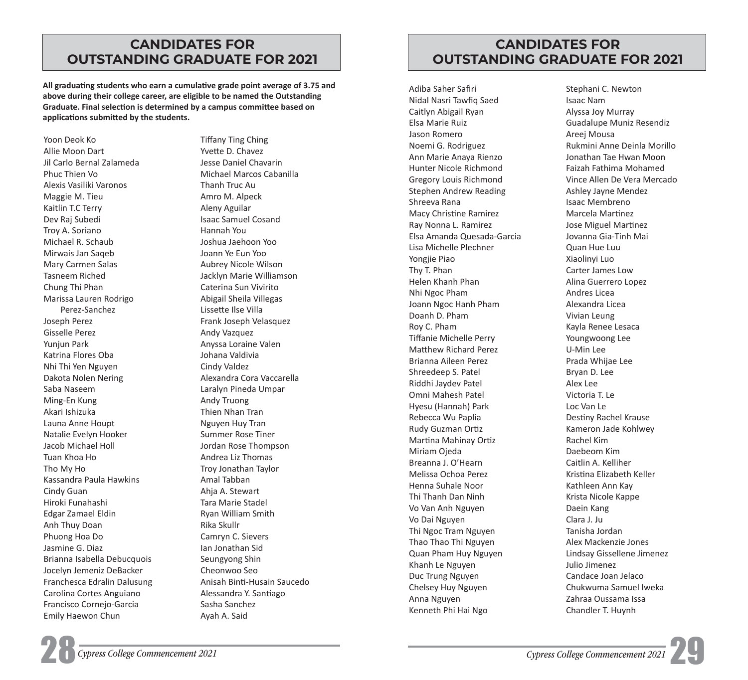## CANDIDATES FOR OUTSTANDING GRADUATE FOR 2021

**All graduating students who earn a cumulative grade point average of 3.75 and above during their college career, are eligible to be named the Outstanding Graduate. Final selection is determined by a campus committee based on applications submitted by the students.**

Yoon Deok Ko
Allie Moon Dart
Jil Carlo Bernal Zalameda
Phuc Thien Vo
Alexis Vasiliki Varonos
Maggie M. Tieu
Kaitlin T.C Terry
Dev Raj Subedi
Troy A. Soriano
Michael R. Schaub
Mirwais Jan Saqeb
Mary Carmen Salas
Tasneem Riched
Chung Thi Phan
Marissa Lauren Rodrigo Perez-Sanchez
Joseph Perez
Gisselle Perez
Yunjun Park
Katrina Flores Oba
Nhi Thi Yen Nguyen
Dakota Nolen Nering
Saba Naseem
Ming-En Kung
Akari Ishizuka
Launa Anne Houpt
Natalie Evelyn Hooker
Jacob Michael Holl
Tuan Khoa Ho
Tho My Ho
Kassandra Paula Hawkins
Cindy Guan
Hiroki Funahashi
Edgar Zamael Eldin
Anh Thuy Doan
Phuong Hoa Do
Jasmine G. Diaz
Brianna Isabella Debucquois
Jocelyn Jemeniz DeBacker
Franchesca Edralin Dalusung
Carolina Cortes Anguiano
Francisco Cornejo-Garcia
Emily Haewon Chun

Tiffany Ting Ching
Yvette D. Chavez
Jesse Daniel Chavarin
Michael Marcos Cabanilla
Thanh Truc Au
Amro M. Alpeck
Aleny Aguilar
Isaac Samuel Cosand
Hannah You
Joshua Jaehoon Yoo
Joann Ye Eun Yoo
Aubrey Nicole Wilson
Jacklyn Marie Williamson
Caterina Sun Vivirito
Abigail Sheila Villegas
Lissette Ilse Villa
Frank Joseph Velasquez
Andy Vazquez
Anyssa Loraine Valen
Johana Valdivia
Cindy Valdez
Alexandra Cora Vaccarella
Laralyn Pineda Umpar
Andy Truong
Thien Nhan Tran
Nguyen Huy Tran
Summer Rose Tiner
Jordan Rose Thompson
Andrea Liz Thomas
Troy Jonathan Taylor
Amal Tabban
Ahja A. Stewart
Tara Marie Stadel
Ryan William Smith
Rika Skullr
Camryn C. Sievers
Ian Jonathan Sid
Seungyong Shin
Cheonwoo Seo
Anisah Binti-Husain Saucedo
Alessandra Y. Santiago
Sasha Sanchez
Ayah A. Said

## CANDIDATES FOR OUTSTANDING GRADUATE FOR 2021

Adiba Saher Safiri
Nidal Nasri Tawfiq Saed
Caitlyn Abigail Ryan
Elsa Marie Ruiz
Jason Romero
Noemi G. Rodriguez
Ann Marie Anaya Rienzo
Hunter Nicole Richmond
Gregory Louis Richmond
Stephen Andrew Reading
Shreeva Rana
Macy Christine Ramirez
Ray Nonna L. Ramirez
Elsa Amanda Quesada-Garcia
Lisa Michelle Plechner
Yongjie Piao
Thy T. Phan
Helen Khanh Phan
Nhi Ngoc Pham
Joann Ngoc Hanh Pham
Doanh D. Pham
Roy C. Pham
Tiffanie Michelle Perry
Matthew Richard Perez
Brianna Aileen Perez
Shreedeep S. Patel
Riddhi Jaydev Patel
Omni Mahesh Patel
Hyesu (Hannah) Park
Rebecca Wu Paplia
Rudy Guzman Ortiz
Martina Mahinay Ortiz
Miriam Ojeda
Breanna J. O'Hearn
Melissa Ochoa Perez
Henna Suhale Noor
Thi Thanh Dan Ninh
Vo Van Anh Nguyen
Vo Dai Nguyen
Thi Ngoc Tram Nguyen
Thao Thao Thi Nguyen
Quan Pham Huy Nguyen
Khanh Le Nguyen
Duc Trung Nguyen
Chelsey Huy Nguyen
Anna Nguyen
Kenneth Phi Hai Ngo

Stephani C. Newton
Isaac Nam
Alyssa Joy Murray
Guadalupe Muniz Resendiz
Areej Mousa
Rukmini Anne Deinla Morillo
Jonathan Tae Hwan Moon
Faizah Fathima Mohamed
Vince Allen De Vera Mercado
Ashley Jayne Mendez
Isaac Membreno
Marcela Martinez
Jose Miguel Martinez
Jovanna Gia-Tinh Mai
Quan Hue Luu
Xiaolinyi Luo
Carter James Low
Alina Guerrero Lopez
Andres Licea
Alexandra Licea
Vivian Leung
Kayla Renee Lesaca
Youngwoong Lee
U-Min Lee
Prada Whijae Lee
Bryan D. Lee
Alex Lee
Victoria T. Le
Loc Van Le
Destiny Rachel Krause
Kameron Jade Kohlwey
Rachel Kim
Daebeom Kim
Caitlin A. Kelliher
Kristina Elizabeth Keller
Kathleen Ann Kay
Krista Nicole Kappe
Daein Kang
Clara J. Ju
Tanisha Jordan
Alex Mackenzie Jones
Lindsay Gissellene Jimenez
Julio Jimenez
Candace Joan Jelaco
Chukwuma Samuel Iweka
Zahraa Oussama Issa
Chandler T. Huynh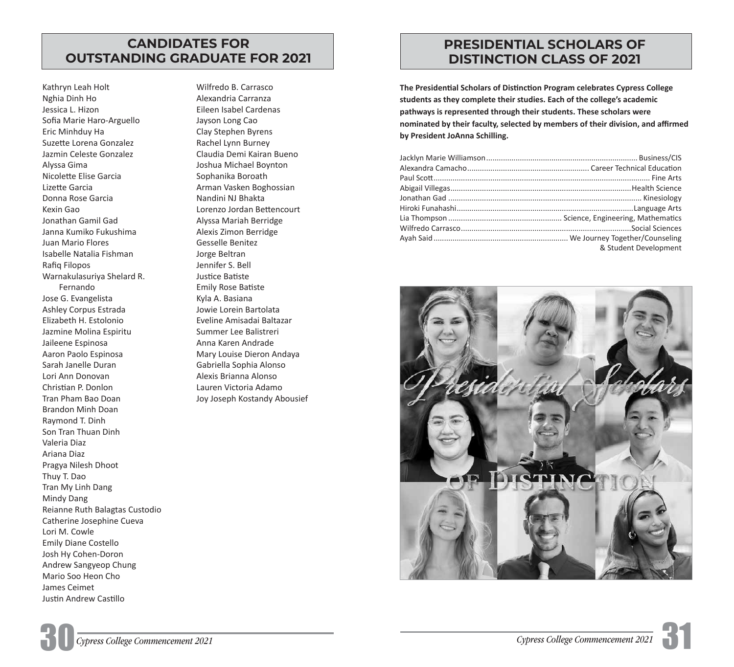## CANDIDATES FOR OUTSTANDING GRADUATE FOR 2021

Kathryn Leah Holt
Nghia Dinh Ho
Jessica L. Hizon
Sofia Marie Haro-Arguello
Eric Minhduy Ha
Suzette Lorena Gonzalez
Jazmin Celeste Gonzalez
Alyssa Gima
Nicolette Elise Garcia
Lizette Garcia
Donna Rose Garcia
Kexin Gao
Jonathan Gamil Gad
Janna Kumiko Fukushima
Juan Mario Flores
Isabelle Natalia Fishman
Rafiq Filopos
Warnakulasuriya Shelard R. Fernando
Jose G. Evangelista
Ashley Corpus Estrada
Elizabeth H. Estolonio
Jazmine Molina Espiritu
Jaileene Espinosa
Aaron Paolo Espinosa
Sarah Janelle Duran
Lori Ann Donovan
Christian P. Donlon
Tran Pham Bao Doan
Brandon Minh Doan
Raymond T. Dinh
Son Tran Thuan Dinh
Valeria Diaz
Ariana Diaz
Pragya Nilesh Dhoot
Thuy T. Dao
Tran My Linh Dang
Mindy Dang
Reianne Ruth Balagtas Custodio
Catherine Josephine Cueva
Lori M. Cowle
Emily Diane Costello
Josh Hy Cohen-Doron
Andrew Sangyeop Chung
Mario Soo Heon Cho
James Ceimet
Justin Andrew Castillo
Wilfredo B. Carrasco
Alexandria Carranza
Eileen Isabel Cardenas
Jayson Long Cao
Clay Stephen Byrens
Rachel Lynn Burney
Claudia Demi Kairan Bueno
Joshua Michael Boynton
Sophanika Boroath
Arman Vasken Boghossian
Nandini NJ Bhakta
Lorenzo Jordan Bettencourt
Alyssa Mariah Berridge
Alexis Zimon Berridge
Gesselle Benitez
Jorge Beltran
Jennifer S. Bell
Justice Batiste
Emily Rose Batiste
Kyla A. Basiana
Jowie Lorein Bartolata
Eveline Amisadai Baltazar
Summer Lee Balistreri
Anna Karen Andrade
Mary Louise Dieron Andaya
Gabriella Sophia Alonso
Alexis Brianna Alonso
Lauren Victoria Adamo
Joy Joseph Kostandy Abousief

## PRESIDENTIAL SCHOLARS OF DISTINCTION CLASS OF 2021

**The Presidential Scholars of Distinction Program celebrates Cypress College students as they complete their studies. Each of the college's academic pathways is represented through their students. These scholars were nominated by their faculty, selected by members of their division, and affirmed by President JoAnna Schilling.**

Jacklyn Marie Williamson ........ Business/CIS
Alexandra Camacho ........ Career Technical Education
Paul Scott ........ Fine Arts
Abigail Villegas ........ Health Science
Jonathan Gad ........ Kinesiology
Hiroki Funahashi ........ Language Arts
Lia Thompson ........ Science, Engineering, Mathematics
Wilfredo Carrasco ........ Social Sciences
Ayah Said ........ We Journey Together/Counseling & Student Development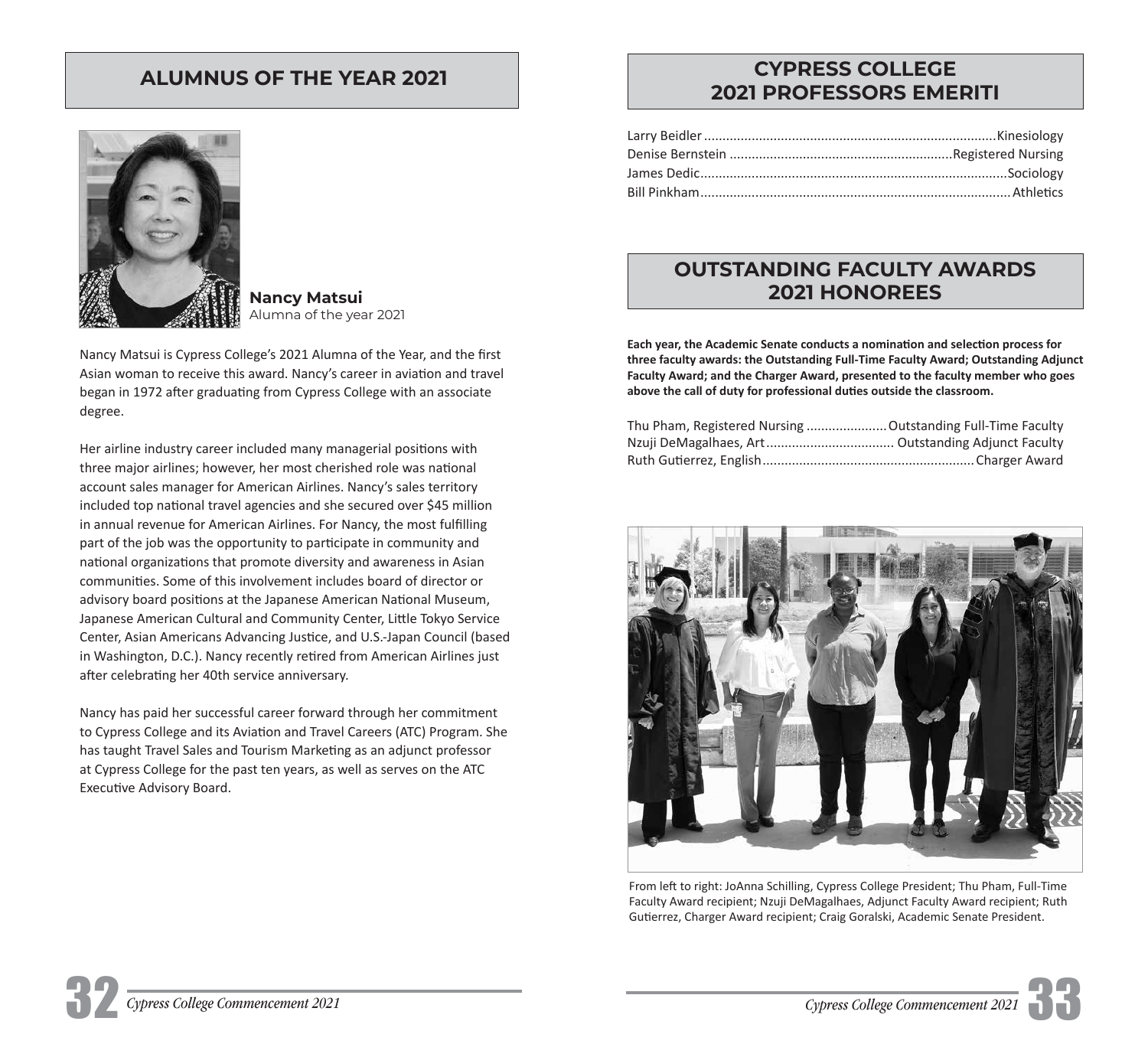## ALUMNUS OF THE YEAR 2021

**Nancy Matsui**
Alumna of the year 2021

Nancy Matsui is Cypress College's 2021 Alumna of the Year, and the first Asian woman to receive this award. Nancy's career in aviation and travel began in 1972 after graduating from Cypress College with an associate degree.

Her airline industry career included many managerial positions with three major airlines; however, her most cherished role was national account sales manager for American Airlines. Nancy's sales territory included top national travel agencies and she secured over $45 million in annual revenue for American Airlines. For Nancy, the most fulfilling part of the job was the opportunity to participate in community and national organizations that promote diversity and awareness in Asian communities. Some of this involvement includes board of director or advisory board positions at the Japanese American National Museum, Japanese American Cultural and Community Center, Little Tokyo Service Center, Asian Americans Advancing Justice, and U.S.-Japan Council (based in Washington, D.C.). Nancy recently retired from American Airlines just after celebrating her 40th service anniversary.

Nancy has paid her successful career forward through her commitment to Cypress College and its Aviation and Travel Careers (ATC) Program. She has taught Travel Sales and Tourism Marketing as an adjunct professor at Cypress College for the past ten years, as well as serves on the ATC Executive Advisory Board.

## CYPRESS COLLEGE 2021 PROFESSORS EMERITI

| Name | Department |
|---|---|
| Larry Beidler | Kinesiology |
| Denise Bernstein | Registered Nursing |
| James Dedic | Sociology |
| Bill Pinkham | Athletics |

## OUTSTANDING FACULTY AWARDS 2021 HONOREES

**Each year, the Academic Senate conducts a nomination and selection process for three faculty awards: the Outstanding Full-Time Faculty Award; Outstanding Adjunct Faculty Award; and the Charger Award, presented to the faculty member who goes above the call of duty for professional duties outside the classroom.**

| Honoree | Award |
|---|---|
| Thu Pham, Registered Nursing | Outstanding Full-Time Faculty |
| Nzuji DeMagalhaes, Art | Outstanding Adjunct Faculty |
| Ruth Gutierrez, English | Charger Award |

From left to right: JoAnna Schilling, Cypress College President; Thu Pham, Full-Time Faculty Award recipient; Nzuji DeMagalhaes, Adjunct Faculty Award recipient; Ruth Gutierrez, Charger Award recipient; Craig Goralski, Academic Senate President.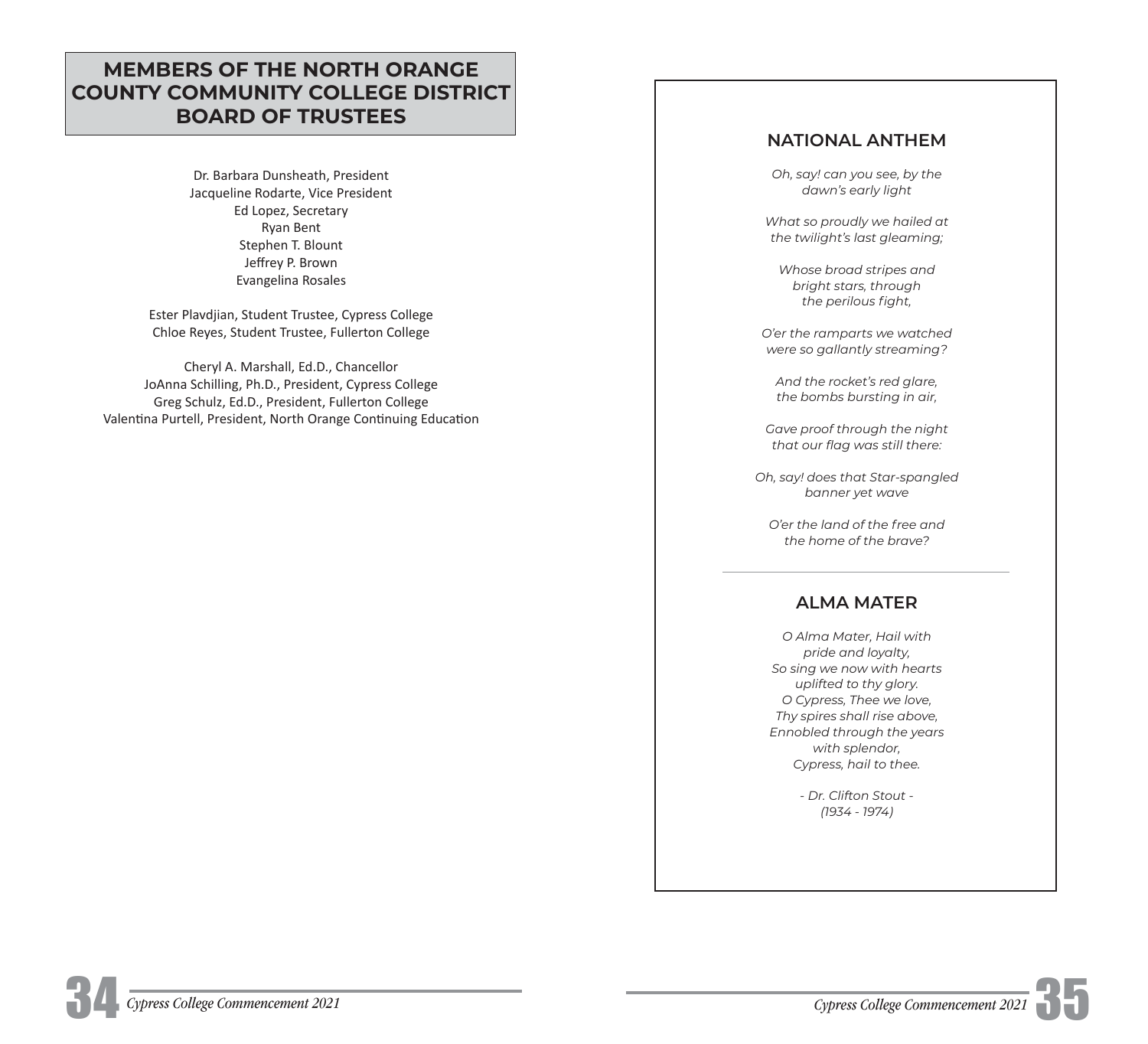## MEMBERS OF THE NORTH ORANGE COUNTY COMMUNITY COLLEGE DISTRICT BOARD OF TRUSTEES

Dr. Barbara Dunsheath, President
Jacqueline Rodarte, Vice President
Ed Lopez, Secretary
Ryan Bent
Stephen T. Blount
Jeffrey P. Brown
Evangelina Rosales

Ester Plavdjian, Student Trustee, Cypress College
Chloe Reyes, Student Trustee, Fullerton College

Cheryl A. Marshall, Ed.D., Chancellor
JoAnna Schilling, Ph.D., President, Cypress College
Greg Schulz, Ed.D., President, Fullerton College
Valentina Purtell, President, North Orange Continuing Education

## NATIONAL ANTHEM

*Oh, say! can you see, by the dawn's early light*

*What so proudly we hailed at the twilight's last gleaming;*

*Whose broad stripes and bright stars, through the perilous fight,*

*O'er the ramparts we watched were so gallantly streaming?*

*And the rocket's red glare, the bombs bursting in air,*

*Gave proof through the night that our flag was still there:*

*Oh, say! does that Star-spangled banner yet wave*

*O'er the land of the free and the home of the brave?*

---

## ALMA MATER

*O Alma Mater, Hail with pride and loyalty,*
*So sing we now with hearts uplifted to thy glory.*
*O Cypress, Thee we love,*
*Thy spires shall rise above,*
*Ennobled through the years with splendor,*
*Cypress, hail to thee.*

*- Dr. Clifton Stout -*
*(1934 - 1974)*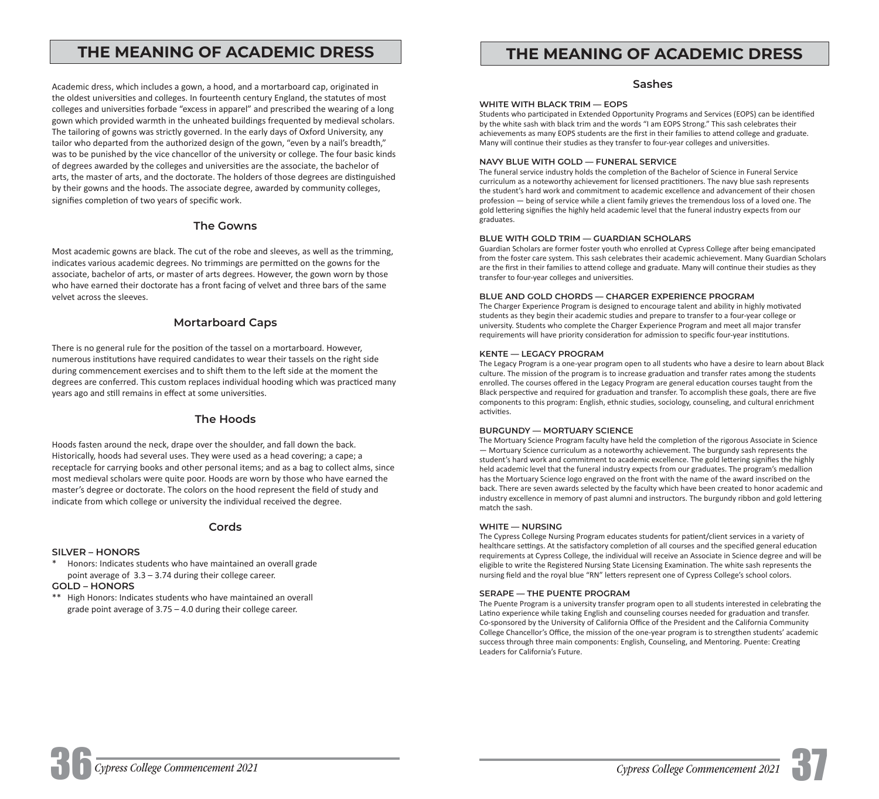# THE MEANING OF ACADEMIC DRESS

Academic dress, which includes a gown, a hood, and a mortarboard cap, originated in the oldest universities and colleges. In fourteenth century England, the statutes of most colleges and universities forbade "excess in apparel" and prescribed the wearing of a long gown which provided warmth in the unheated buildings frequented by medieval scholars. The tailoring of gowns was strictly governed. In the early days of Oxford University, any tailor who departed from the authorized design of the gown, "even by a nail's breadth," was to be punished by the vice chancellor of the university or college. The four basic kinds of degrees awarded by the colleges and universities are the associate, the bachelor of arts, the master of arts, and the doctorate. The holders of those degrees are distinguished by their gowns and the hoods. The associate degree, awarded by community colleges, signifies completion of two years of specific work.

## The Gowns

Most academic gowns are black. The cut of the robe and sleeves, as well as the trimming, indicates various academic degrees. No trimmings are permitted on the gowns for the associate, bachelor of arts, or master of arts degrees. However, the gown worn by those who have earned their doctorate has a front facing of velvet and three bars of the same velvet across the sleeves.

## Mortarboard Caps

There is no general rule for the position of the tassel on a mortarboard. However, numerous institutions have required candidates to wear their tassels on the right side during commencement exercises and to shift them to the left side at the moment the degrees are conferred. This custom replaces individual hooding which was practiced many years ago and still remains in effect at some universities.

## The Hoods

Hoods fasten around the neck, drape over the shoulder, and fall down the back. Historically, hoods had several uses. They were used as a head covering; a cape; a receptacle for carrying books and other personal items; and as a bag to collect alms, since most medieval scholars were quite poor. Hoods are worn by those who have earned the master's degree or doctorate. The colors on the hood represent the field of study and indicate from which college or university the individual received the degree.

## Cords

**SILVER – HONORS**

\* Honors: Indicates students who have maintained an overall grade point average of 3.3 – 3.74 during their college career.

**GOLD – HONORS**

\*\* High Honors: Indicates students who have maintained an overall grade point average of 3.75 – 4.0 during their college career.

# THE MEANING OF ACADEMIC DRESS

## Sashes

**WHITE WITH BLACK TRIM — EOPS**

Students who participated in Extended Opportunity Programs and Services (EOPS) can be identified by the white sash with black trim and the words "I am EOPS Strong." This sash celebrates their achievements as many EOPS students are the first in their families to attend college and graduate. Many will continue their studies as they transfer to four-year colleges and universities.

**NAVY BLUE WITH GOLD — FUNERAL SERVICE**

The funeral service industry holds the completion of the Bachelor of Science in Funeral Service curriculum as a noteworthy achievement for licensed practitioners. The navy blue sash represents the student's hard work and commitment to academic excellence and advancement of their chosen profession — being of service while a client family grieves the tremendous loss of a loved one. The gold lettering signifies the highly held academic level that the funeral industry expects from our graduates.

**BLUE WITH GOLD TRIM — GUARDIAN SCHOLARS**

Guardian Scholars are former foster youth who enrolled at Cypress College after being emancipated from the foster care system. This sash celebrates their academic achievement. Many Guardian Scholars are the first in their families to attend college and graduate. Many will continue their studies as they transfer to four-year colleges and universities.

**BLUE AND GOLD CHORDS — CHARGER EXPERIENCE PROGRAM**

The Charger Experience Program is designed to encourage talent and ability in highly motivated students as they begin their academic studies and prepare to transfer to a four-year college or university. Students who complete the Charger Experience Program and meet all major transfer requirements will have priority consideration for admission to specific four-year institutions.

**KENTE — LEGACY PROGRAM**

The Legacy Program is a one-year program open to all students who have a desire to learn about Black culture. The mission of the program is to increase graduation and transfer rates among the students enrolled. The courses offered in the Legacy Program are general education courses taught from the Black perspective and required for graduation and transfer. To accomplish these goals, there are five components to this program: English, ethnic studies, sociology, counseling, and cultural enrichment activities.

**BURGUNDY — MORTUARY SCIENCE**

The Mortuary Science Program faculty have held the completion of the rigorous Associate in Science — Mortuary Science curriculum as a noteworthy achievement. The burgundy sash represents the student's hard work and commitment to academic excellence. The gold lettering signifies the highly held academic level that the funeral industry expects from our graduates. The program's medallion has the Mortuary Science logo engraved on the front with the name of the award inscribed on the back. There are seven awards selected by the faculty which have been created to honor academic and industry excellence in memory of past alumni and instructors. The burgundy ribbon and gold lettering match the sash.

**WHITE — NURSING**

The Cypress College Nursing Program educates students for patient/client services in a variety of healthcare settings. At the satisfactory completion of all courses and the specified general education requirements at Cypress College, the individual will receive an Associate in Science degree and will be eligible to write the Registered Nursing State Licensing Examination. The white sash represents the nursing field and the royal blue "RN" letters represent one of Cypress College's school colors.

**SERAPE — THE PUENTE PROGRAM**

The Puente Program is a university transfer program open to all students interested in celebrating the Latino experience while taking English and counseling courses needed for graduation and transfer. Co-sponsored by the University of California Office of the President and the California Community College Chancellor's Office, the mission of the one-year program is to strengthen students' academic success through three main components: English, Counseling, and Mentoring. Puente: Creating Leaders for California's Future.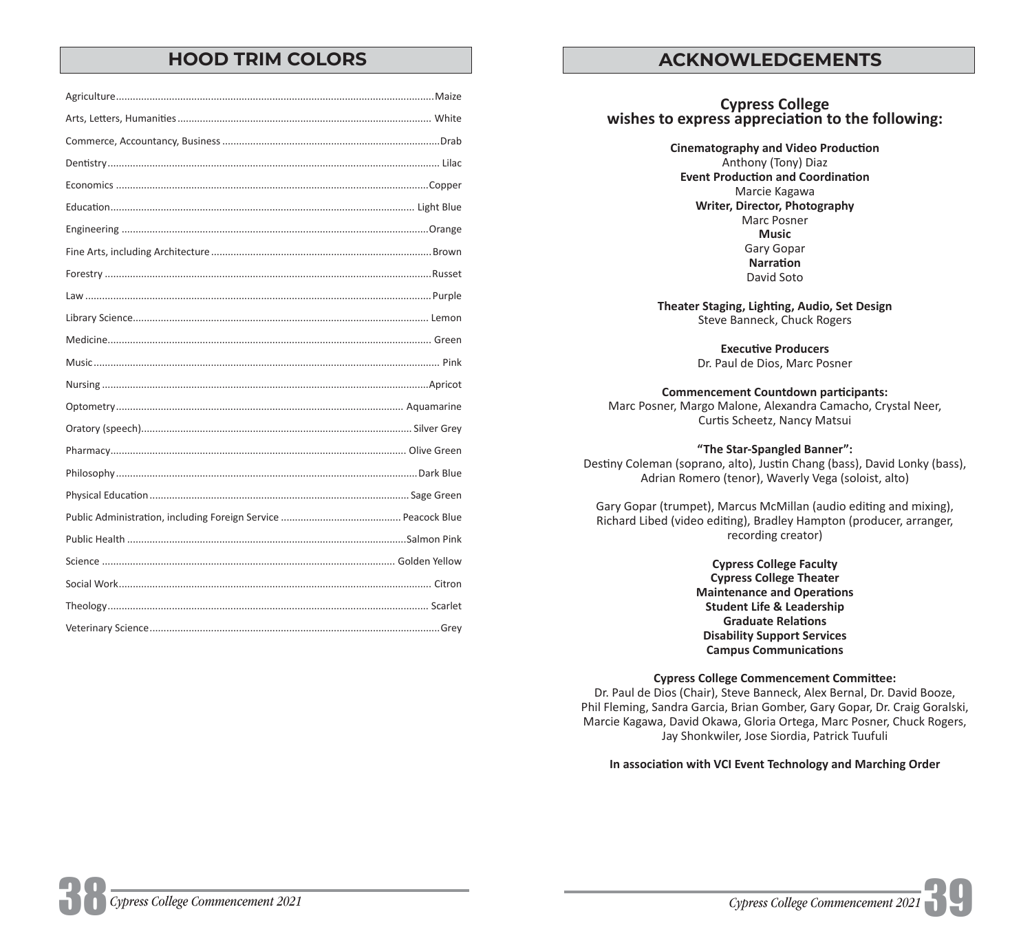## HOOD TRIM COLORS

| Field | Color |
|---|---|
| Agriculture | Maize |
| Arts, Letters, Humanities | White |
| Commerce, Accountancy, Business | Drab |
| Dentistry | Lilac |
| Economics | Copper |
| Education | Light Blue |
| Engineering | Orange |
| Fine Arts, including Architecture | Brown |
| Forestry | Russet |
| Law | Purple |
| Library Science | Lemon |
| Medicine | Green |
| Music | Pink |
| Nursing | Apricot |
| Optometry | Aquamarine |
| Oratory (speech) | Silver Grey |
| Pharmacy | Olive Green |
| Philosophy | Dark Blue |
| Physical Education | Sage Green |
| Public Administration, including Foreign Service | Peacock Blue |
| Public Health | Salmon Pink |
| Science | Golden Yellow |
| Social Work | Citron |
| Theology | Scarlet |
| Veterinary Science | Grey |

## ACKNOWLEDGEMENTS

### Cypress College wishes to express appreciation to the following:

**Cinematography and Video Production**
Anthony (Tony) Diaz
**Event Production and Coordination**
Marcie Kagawa
**Writer, Director, Photography**
Marc Posner
**Music**
Gary Gopar
**Narration**
David Soto

**Theater Staging, Lighting, Audio, Set Design**
Steve Banneck, Chuck Rogers

**Executive Producers**
Dr. Paul de Dios, Marc Posner

**Commencement Countdown participants:**
Marc Posner, Margo Malone, Alexandra Camacho, Crystal Neer, Curtis Scheetz, Nancy Matsui

**"The Star-Spangled Banner":**
Destiny Coleman (soprano, alto), Justin Chang (bass), David Lonky (bass), Adrian Romero (tenor), Waverly Vega (soloist, alto)

Gary Gopar (trumpet), Marcus McMillan (audio editing and mixing), Richard Libed (video editing), Bradley Hampton (producer, arranger, recording creator)

**Cypress College Faculty**
**Cypress College Theater**
**Maintenance and Operations**
**Student Life & Leadership**
**Graduate Relations**
**Disability Support Services**
**Campus Communications**

**Cypress College Commencement Committee:**
Dr. Paul de Dios (Chair), Steve Banneck, Alex Bernal, Dr. David Booze, Phil Fleming, Sandra Garcia, Brian Gomber, Gary Gopar, Dr. Craig Goralski, Marcie Kagawa, David Okawa, Gloria Ortega, Marc Posner, Chuck Rogers, Jay Shonkwiler, Jose Siordia, Patrick Tuufuli

**In association with VCI Event Technology and Marching Order**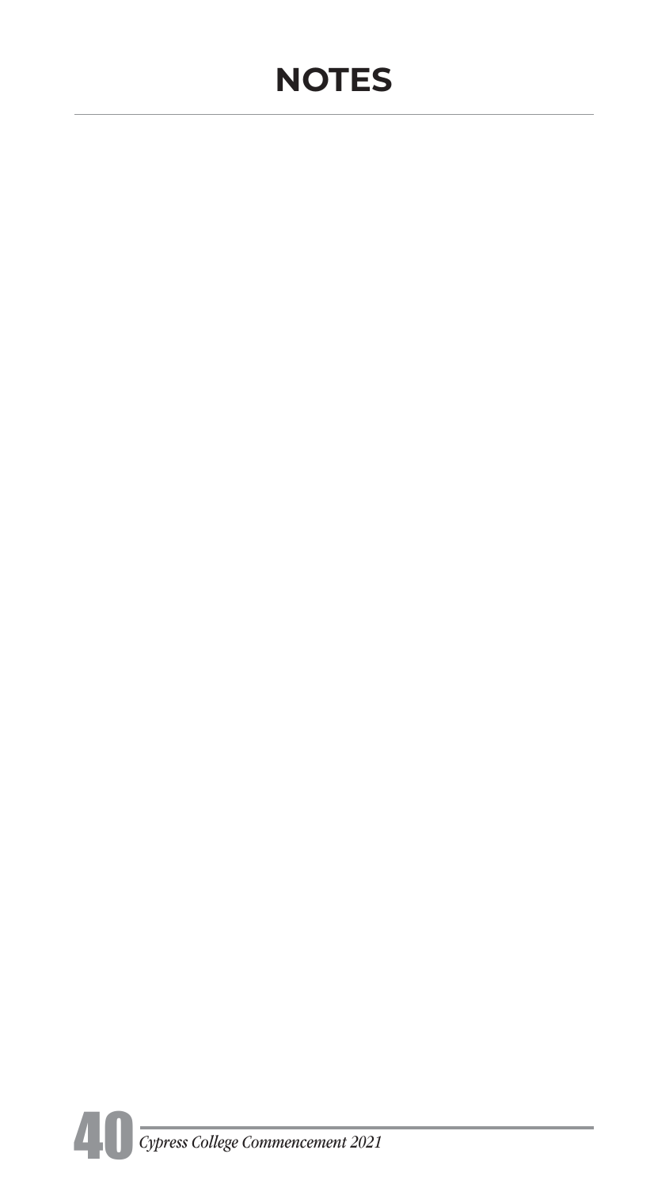# NOTES